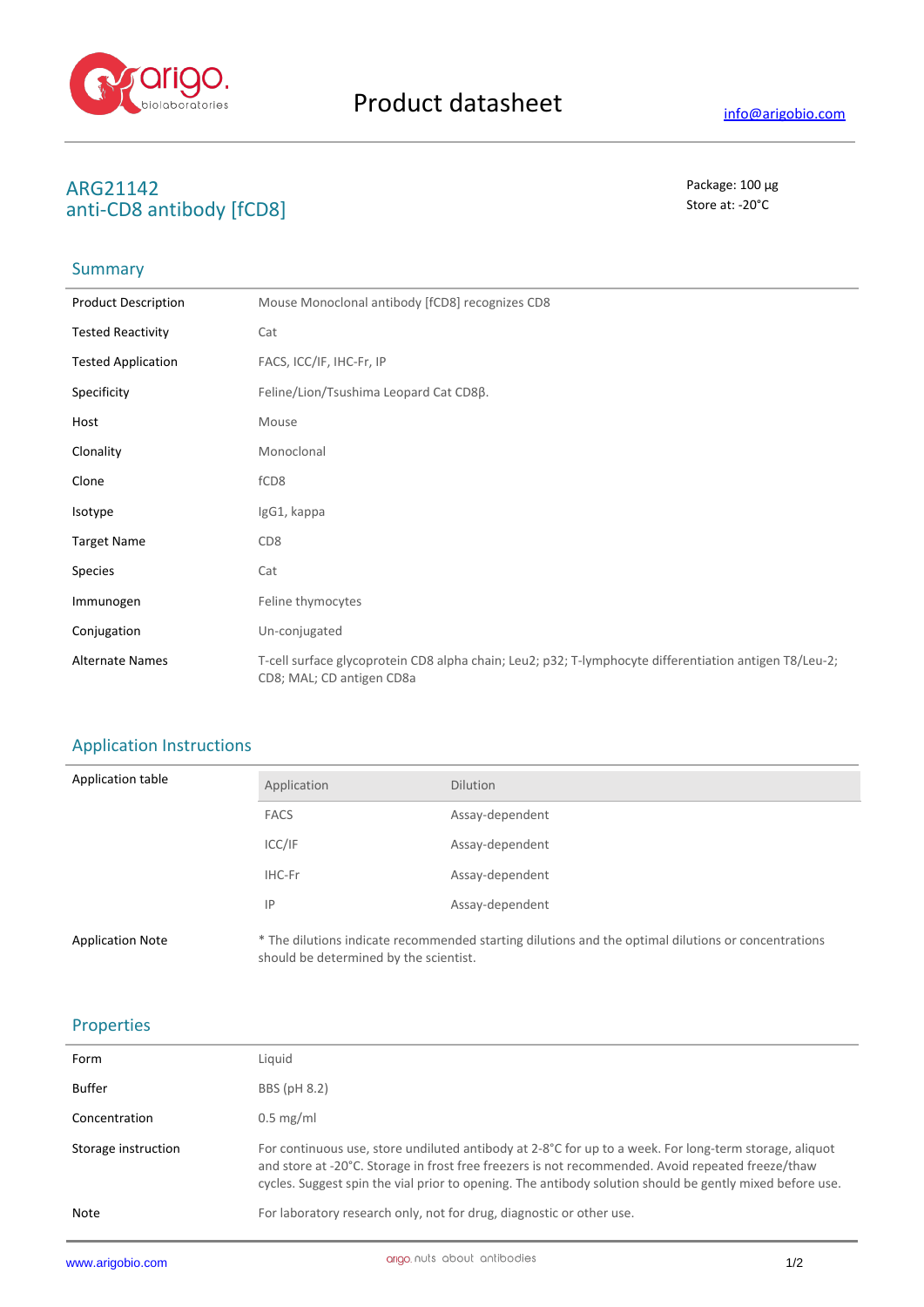# Product datasheet

info@arigobio.com

## ARG21142
## anti-CD8 antibody [fCD8]

Package: 100 μg
Store at: -20°C

### Summary

| | |
|---|---|
| Product Description | Mouse Monoclonal antibody [fCD8] recognizes CD8 |
| Tested Reactivity | Cat |
| Tested Application | FACS, ICC/IF, IHC-Fr, IP |
| Specificity | Feline/Lion/Tsushima Leopard Cat CD8β. |
| Host | Mouse |
| Clonality | Monoclonal |
| Clone | fCD8 |
| Isotype | IgG1, kappa |
| Target Name | CD8 |
| Species | Cat |
| Immunogen | Feline thymocytes |
| Conjugation | Un-conjugated |
| Alternate Names | T-cell surface glycoprotein CD8 alpha chain; Leu2; p32; T-lymphocyte differentiation antigen T8/Leu-2; CD8; MAL; CD antigen CD8a |

### Application Instructions

Application table

| Application | Dilution |
|---|---|
| FACS | Assay-dependent |
| ICC/IF | Assay-dependent |
| IHC-Fr | Assay-dependent |
| IP | Assay-dependent |

Application Note: * The dilutions indicate recommended starting dilutions and the optimal dilutions or concentrations should be determined by the scientist.

### Properties

| | |
|---|---|
| Form | Liquid |
| Buffer | BBS (pH 8.2) |
| Concentration | 0.5 mg/ml |
| Storage instruction | For continuous use, store undiluted antibody at 2-8°C for up to a week. For long-term storage, aliquot and store at -20°C. Storage in frost free freezers is not recommended. Avoid repeated freeze/thaw cycles. Suggest spin the vial prior to opening. The antibody solution should be gently mixed before use. |
| Note | For laboratory research only, not for drug, diagnostic or other use. |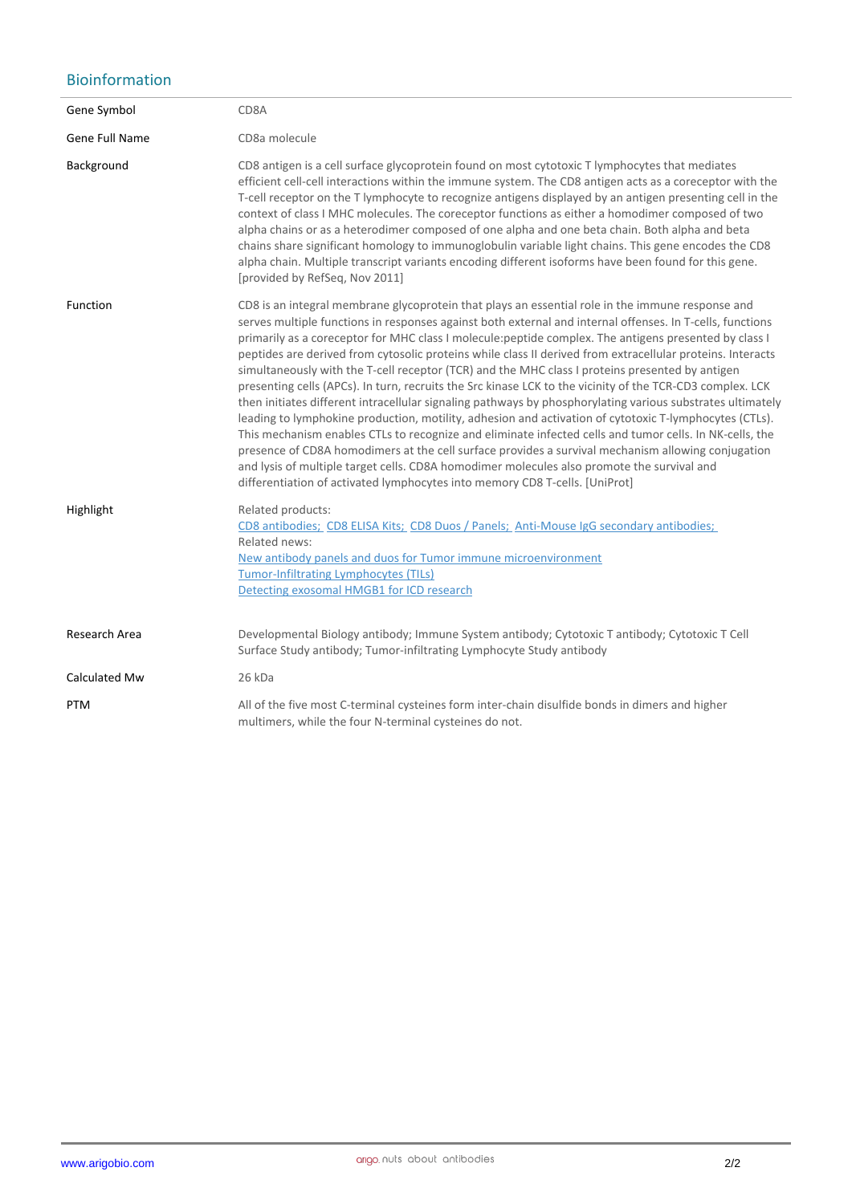## Bioinformation

| | |
|---|---|
| Gene Symbol | CD8A |
| Gene Full Name | CD8a molecule |
| Background | CD8 antigen is a cell surface glycoprotein found on most cytotoxic T lymphocytes that mediates efficient cell-cell interactions within the immune system. The CD8 antigen acts as a coreceptor with the T-cell receptor on the T lymphocyte to recognize antigens displayed by an antigen presenting cell in the context of class I MHC molecules. The coreceptor functions as either a homodimer composed of two alpha chains or as a heterodimer composed of one alpha and one beta chain. Both alpha and beta chains share significant homology to immunoglobulin variable light chains. This gene encodes the CD8 alpha chain. Multiple transcript variants encoding different isoforms have been found for this gene. [provided by RefSeq, Nov 2011] |
| Function | CD8 is an integral membrane glycoprotein that plays an essential role in the immune response and serves multiple functions in responses against both external and internal offenses. In T-cells, functions primarily as a coreceptor for MHC class I molecule:peptide complex. The antigens presented by class I peptides are derived from cytosolic proteins while class II derived from extracellular proteins. Interacts simultaneously with the T-cell receptor (TCR) and the MHC class I proteins presented by antigen presenting cells (APCs). In turn, recruits the Src kinase LCK to the vicinity of the TCR-CD3 complex. LCK then initiates different intracellular signaling pathways by phosphorylating various substrates ultimately leading to lymphokine production, motility, adhesion and activation of cytotoxic T-lymphocytes (CTLs). This mechanism enables CTLs to recognize and eliminate infected cells and tumor cells. In NK-cells, the presence of CD8A homodimers at the cell surface provides a survival mechanism allowing conjugation and lysis of multiple target cells. CD8A homodimer molecules also promote the survival and differentiation of activated lymphocytes into memory CD8 T-cells. [UniProt] |
| Highlight | Related products:<br>CD8 antibodies; CD8 ELISA Kits; CD8 Duos / Panels; Anti-Mouse IgG secondary antibodies;<br>Related news:<br>New antibody panels and duos for Tumor immune microenvironment<br>Tumor-Infiltrating Lymphocytes (TILs)<br>Detecting exosomal HMGB1 for ICD research |
| Research Area | Developmental Biology antibody; Immune System antibody; Cytotoxic T antibody; Cytotoxic T Cell Surface Study antibody; Tumor-infiltrating Lymphocyte Study antibody |
| Calculated Mw | 26 kDa |
| PTM | All of the five most C-terminal cysteines form inter-chain disulfide bonds in dimers and higher multimers, while the four N-terminal cysteines do not. |